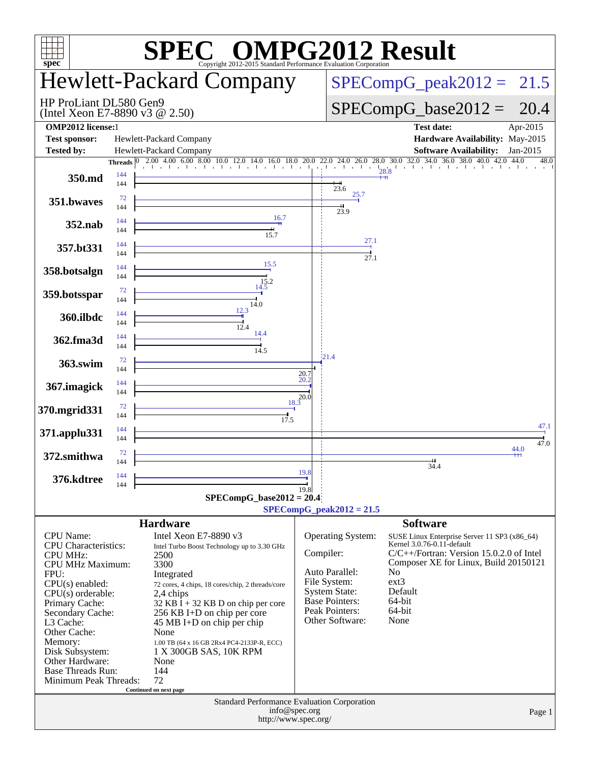# SPEC OMPG2012 Result

Copyright 2012-2015 Standard Performance Evaluation Corporation

## Hewlett-Packard Company

HP ProLiant DL580 Gen9
(Intel Xeon E7-8890 v3 @ 2.50)

SPECompG_peak2012 = 21.5

SPECompG_base2012 = 20.4

| | | | |
|---|---|---|---|
| **OMP2012 license:** | 1 | **Test date:** | Apr-2015 |
| **Test sponsor:** | Hewlett-Packard Company | **Hardware Availability:** | May-2015 |
| **Tested by:** | Hewlett-Packard Company | **Software Availability:** | Jan-2015 |

| Benchmark | Peak Threads | Peak Ratio | Base Threads | Base Ratio |
|---|---|---|---|---|
| 350.md | 144 | 28.8 | 144 | 23.6 |
| 351.bwaves | 72 | 25.7 | 144 | 23.9 |
| 352.nab | 144 | 16.7 | 144 | 15.7 |
| 357.bt331 | 144 | 27.1 | 144 | 27.1 |
| 358.botsalgn | 144 | 15.5 | 144 | 15.2 |
| 359.botsspar | 72 | 14.5 | 144 | 14.0 |
| 360.ilbdc | 144 | 12.3 | 144 | 12.4 |
| 362.fma3d | 144 | 14.4 | 144 | 14.5 |
| 363.swim | 72 | 21.4 | 144 | 20.7 |
| 367.imagick | 144 | 20.2 | 144 | 20.0 |
| 370.mgrid331 | 72 | 18.3 | 144 | 17.5 |
| 371.applu331 | 144 | 47.1 | 144 | 47.0 |
| 372.smithwa | 72 | 44.0 | 144 | 34.4 |
| 376.kdtree | 144 | 19.8 | 144 | 19.8 |

SPECompG_base2012 = 20.4

SPECompG_peak2012 = 21.5

### Hardware

| | |
|---|---|
| CPU Name: | Intel Xeon E7-8890 v3 |
| CPU Characteristics: | Intel Turbo Boost Technology up to 3.30 GHz |
| CPU MHz: | 2500 |
| CPU MHz Maximum: | 3300 |
| FPU: | Integrated |
| CPU(s) enabled: | 72 cores, 4 chips, 18 cores/chip, 2 threads/core |
| CPU(s) orderable: | 2,4 chips |
| Primary Cache: | 32 KB I + 32 KB D on chip per core |
| Secondary Cache: | 256 KB I+D on chip per core |
| L3 Cache: | 45 MB I+D on chip per chip |
| Other Cache: | None |
| Memory: | 1.00 TB (64 x 16 GB 2Rx4 PC4-2133P-R, ECC) |
| Disk Subsystem: | 1 X 300GB SAS, 10K RPM |
| Other Hardware: | None |
| Base Threads Run: | 144 |
| Minimum Peak Threads: | 72 |

Continued on next page

### Software

| | |
|---|---|
| Operating System: | SUSE Linux Enterprise Server 11 SP3 (x86_64) Kernel 3.0.76-0.11-default |
| Compiler: | C/C++/Fortran: Version 15.0.2.0 of Intel Composer XE for Linux, Build 20150121 |
| Auto Parallel: | No |
| File System: | ext3 |
| System State: | Default |
| Base Pointers: | 64-bit |
| Peak Pointers: | 64-bit |
| Other Software: | None |

Standard Performance Evaluation Corporation
info@spec.org
http://www.spec.org/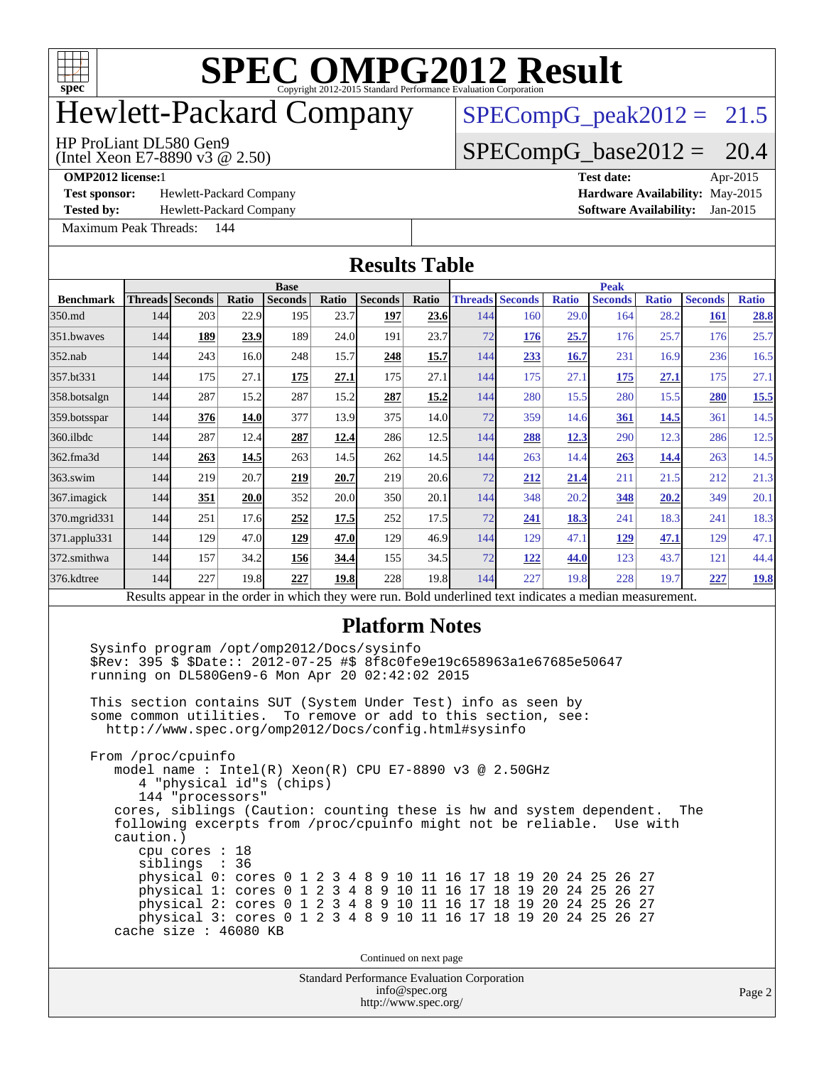# SPEC OMPG2012 Result

Copyright 2012-2015 Standard Performance Evaluation Corporation

# Hewlett-Packard Company

HP ProLiant DL580 Gen9
(Intel Xeon E7-8890 v3 @ 2.50)

SPECompG_peak2012 = 21.5

SPECompG_base2012 = 20.4

**OMP2012 license:** 1 | **Test date:** Apr-2015
**Test sponsor:** Hewlett-Packard Company | **Hardware Availability:** May-2015
**Tested by:** Hewlett-Packard Company | **Software Availability:** Jan-2015

Maximum Peak Threads: 144

## Results Table

| Benchmark | Base | | | | | | | Peak | | | | | | |
|---|---|---|---|---|---|---|---|---|---|---|---|---|---|---|
| | Threads | Seconds | Ratio | Seconds | Ratio | Seconds | Ratio | Threads | Seconds | Ratio | Seconds | Ratio | Seconds | Ratio |
| 350.md | 144 | 203 | 22.9 | 195 | 23.7 | **197** | **23.6** | 144 | 160 | 29.0 | 164 | 28.2 | **161** | **28.8** |
| 351.bwaves | 144 | **189** | **23.9** | 189 | 24.0 | 191 | 23.7 | 72 | **176** | **25.7** | 176 | 25.7 | 176 | 25.7 |
| 352.nab | 144 | 243 | 16.0 | 248 | 15.7 | **248** | **15.7** | 144 | **233** | **16.7** | 231 | 16.9 | 236 | 16.5 |
| 357.bt331 | 144 | 175 | 27.1 | **175** | **27.1** | 175 | 27.1 | 144 | 175 | 27.1 | **175** | **27.1** | 175 | 27.1 |
| 358.botsalgn | 144 | 287 | 15.2 | 287 | 15.2 | **287** | **15.2** | 144 | 280 | 15.5 | 280 | 15.5 | **280** | **15.5** |
| 359.botsspar | 144 | **376** | **14.0** | 377 | 13.9 | 375 | 14.0 | 72 | 359 | 14.6 | **361** | **14.5** | 361 | 14.5 |
| 360.ilbdc | 144 | 287 | 12.4 | **287** | **12.4** | 286 | 12.5 | 144 | **288** | **12.3** | 290 | 12.3 | 286 | 12.5 |
| 362.fma3d | 144 | **263** | **14.5** | 263 | 14.5 | 262 | 14.5 | 144 | 263 | 14.4 | **263** | **14.4** | 263 | 14.5 |
| 363.swim | 144 | 219 | 20.7 | **219** | **20.7** | 219 | 20.6 | 72 | **212** | **21.4** | 211 | 21.5 | 212 | 21.3 |
| 367.imagick | 144 | **351** | **20.0** | 352 | 20.0 | 350 | 20.1 | 144 | 348 | 20.2 | **348** | **20.2** | 349 | 20.1 |
| 370.mgrid331 | 144 | 251 | 17.6 | **252** | **17.5** | 252 | 17.5 | 72 | **241** | **18.3** | 241 | 18.3 | 241 | 18.3 |
| 371.applu331 | 144 | 129 | 47.0 | **129** | **47.0** | 129 | 46.9 | 144 | 129 | 47.1 | **129** | **47.1** | 129 | 47.1 |
| 372.smithwa | 144 | 157 | 34.2 | **156** | **34.4** | 155 | 34.5 | 72 | **122** | **44.0** | 123 | 43.7 | 121 | 44.4 |
| 376.kdtree | 144 | 227 | 19.8 | **227** | **19.8** | 228 | 19.8 | 144 | 227 | 19.8 | 228 | 19.7 | **227** | **19.8** |

Results appear in the order in which they were run. Bold underlined text indicates a median measurement.

## Platform Notes

```
Sysinfo program /opt/omp2012/Docs/sysinfo
$Rev: 395 $ $Date:: 2012-07-25 #$ 8f8c0fe9e19c658963a1e67685e50647
running on DL580Gen9-6 Mon Apr 20 02:42:02 2015

This section contains SUT (System Under Test) info as seen by
some common utilities.  To remove or add to this section, see:
  http://www.spec.org/omp2012/Docs/config.html#sysinfo

From /proc/cpuinfo
   model name : Intel(R) Xeon(R) CPU E7-8890 v3 @ 2.50GHz
      4 "physical id"s (chips)
      144 "processors"
   cores, siblings (Caution: counting these is hw and system dependent.  The
   following excerpts from /proc/cpuinfo might not be reliable.  Use with
   caution.)
      cpu cores : 18
      siblings  : 36
      physical 0: cores 0 1 2 3 4 8 9 10 11 16 17 18 19 20 24 25 26 27
      physical 1: cores 0 1 2 3 4 8 9 10 11 16 17 18 19 20 24 25 26 27
      physical 2: cores 0 1 2 3 4 8 9 10 11 16 17 18 19 20 24 25 26 27
      physical 3: cores 0 1 2 3 4 8 9 10 11 16 17 18 19 20 24 25 26 27
   cache size : 46080 KB
```

Continued on next page

Standard Performance Evaluation Corporation
info@spec.org
http://www.spec.org/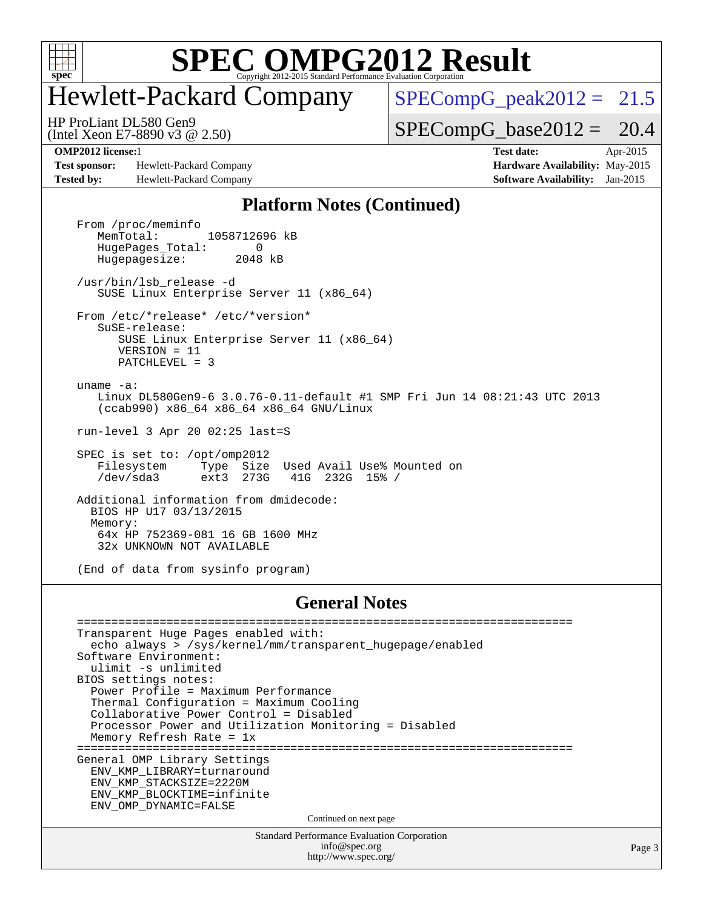# Hewlett-Packard Company

HP ProLiant DL580 Gen9
(Intel Xeon E7-8890 v3 @ 2.50)

SPECompG_peak2012 = 21.5

SPECompG_base2012 = 20.4

**OMP2012 license:** 1
**Test sponsor:** Hewlett-Packard Company
**Tested by:** Hewlett-Packard Company

**Test date:** Apr-2015
**Hardware Availability:** May-2015
**Software Availability:** Jan-2015

## Platform Notes (Continued)

```
From /proc/meminfo
   MemTotal:       1058712696 kB
   HugePages_Total:       0
   Hugepagesize:       2048 kB

/usr/bin/lsb_release -d
   SUSE Linux Enterprise Server 11 (x86_64)

From /etc/*release* /etc/*version*
   SuSE-release:
      SUSE Linux Enterprise Server 11 (x86_64)
      VERSION = 11
      PATCHLEVEL = 3

uname -a:
   Linux DL580Gen9-6 3.0.76-0.11-default #1 SMP Fri Jun 14 08:21:43 UTC 2013
   (ccab990) x86_64 x86_64 x86_64 GNU/Linux

run-level 3 Apr 20 02:25 last=S

SPEC is set to: /opt/omp2012
   Filesystem     Type  Size  Used Avail Use% Mounted on
   /dev/sda3      ext3  273G   41G  232G  15% /

Additional information from dmidecode:
  BIOS HP U17 03/13/2015
  Memory:
   64x HP 752369-081 16 GB 1600 MHz
   32x UNKNOWN NOT AVAILABLE

(End of data from sysinfo program)
```

## General Notes

```
========================================================================
Transparent Huge Pages enabled with:
  echo always > /sys/kernel/mm/transparent_hugepage/enabled
Software Environment:
  ulimit -s unlimited
BIOS settings notes:
  Power Profile = Maximum Performance
  Thermal Configuration = Maximum Cooling
  Collaborative Power Control = Disabled
  Processor Power and Utilization Monitoring = Disabled
  Memory Refresh Rate = 1x
========================================================================
General OMP Library Settings
  ENV_KMP_LIBRARY=turnaround
  ENV_KMP_STACKSIZE=2220M
  ENV_KMP_BLOCKTIME=infinite
  ENV_OMP_DYNAMIC=FALSE
```

Continued on next page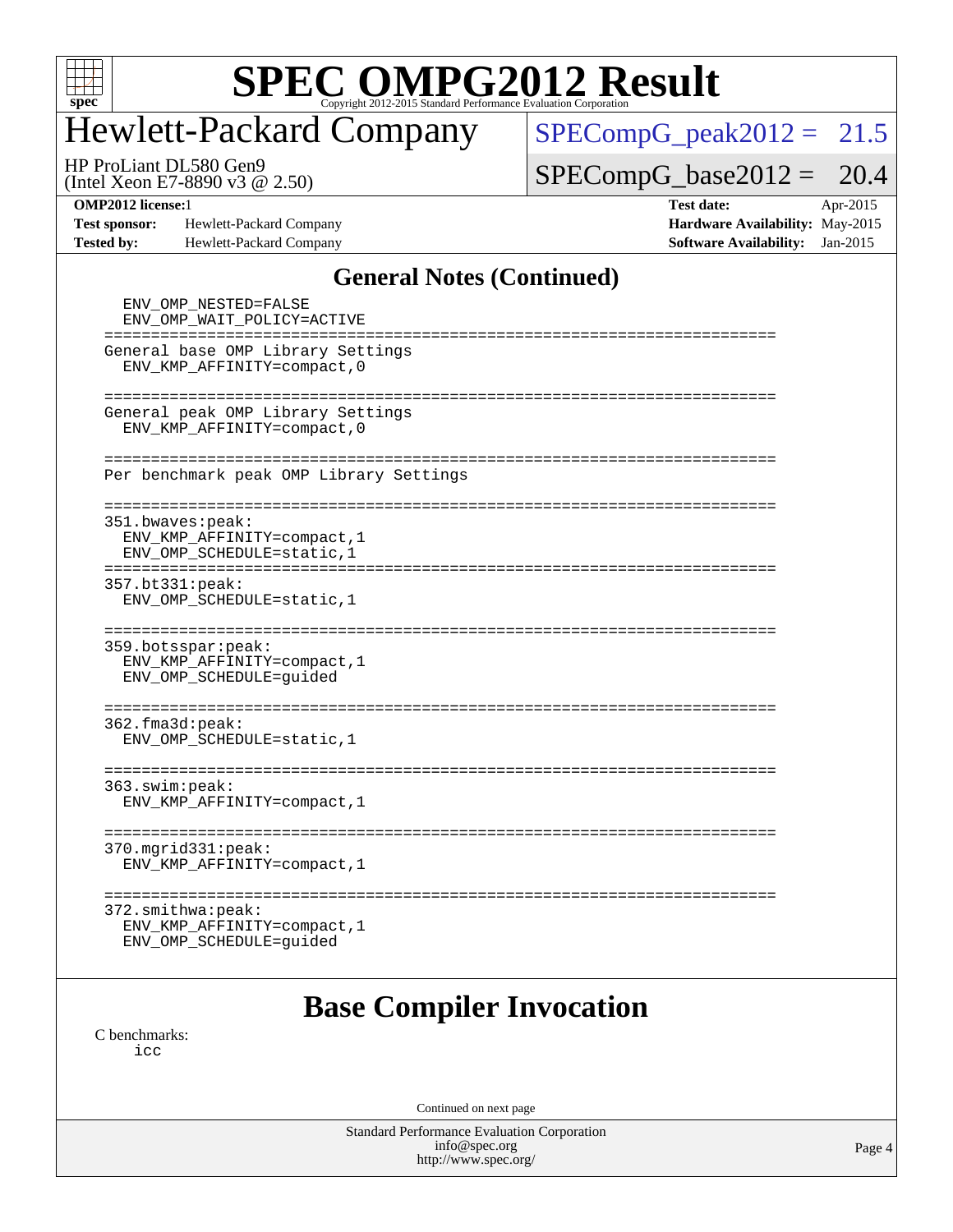## General Notes (Continued)

```
  ENV_OMP_NESTED=FALSE
  ENV_OMP_WAIT_POLICY=ACTIVE
========================================================================
General base OMP Library Settings
  ENV_KMP_AFFINITY=compact,0

========================================================================
General peak OMP Library Settings
  ENV_KMP_AFFINITY=compact,0

========================================================================
Per benchmark peak OMP Library Settings

========================================================================
351.bwaves:peak:
  ENV_KMP_AFFINITY=compact,1
  ENV_OMP_SCHEDULE=static,1
========================================================================
357.bt331:peak:
  ENV_OMP_SCHEDULE=static,1

========================================================================
359.botsspar:peak:
  ENV_KMP_AFFINITY=compact,1
  ENV_OMP_SCHEDULE=guided

========================================================================
362.fma3d:peak:
  ENV_OMP_SCHEDULE=static,1

========================================================================
363.swim:peak:
  ENV_KMP_AFFINITY=compact,1

========================================================================
370.mgrid331:peak:
  ENV_KMP_AFFINITY=compact,1

========================================================================
372.smithwa:peak:
  ENV_KMP_AFFINITY=compact,1
  ENV_OMP_SCHEDULE=guided
```

## Base Compiler Invocation

C benchmarks:
```
icc
```

Continued on next page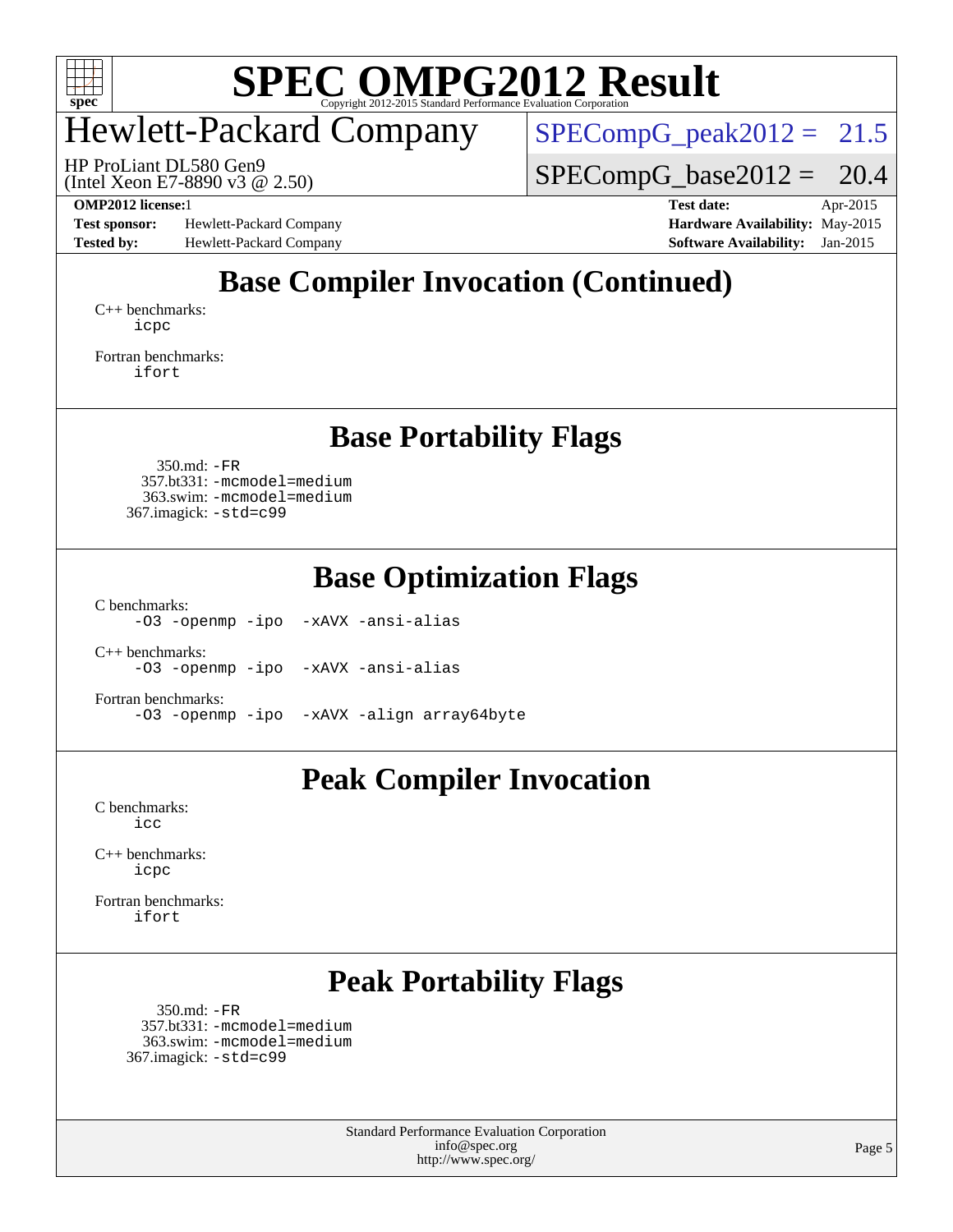## Base Compiler Invocation (Continued)

C++ benchmarks:
```
icpc
```

Fortran benchmarks:
```
ifort
```

## Base Portability Flags

350.md: `-FR`
357.bt331: `-mcmodel=medium`
363.swim: `-mcmodel=medium`
367.imagick: `-std=c99`

## Base Optimization Flags

C benchmarks:
```
-O3 -openmp -ipo  -xAVX -ansi-alias
```

C++ benchmarks:
```
-O3 -openmp -ipo  -xAVX -ansi-alias
```

Fortran benchmarks:
```
-O3 -openmp -ipo  -xAVX -align array64byte
```

## Peak Compiler Invocation

C benchmarks:
```
icc
```

C++ benchmarks:
```
icpc
```

Fortran benchmarks:
```
ifort
```

## Peak Portability Flags

350.md: `-FR`
357.bt331: `-mcmodel=medium`
363.swim: `-mcmodel=medium`
367.imagick: `-std=c99`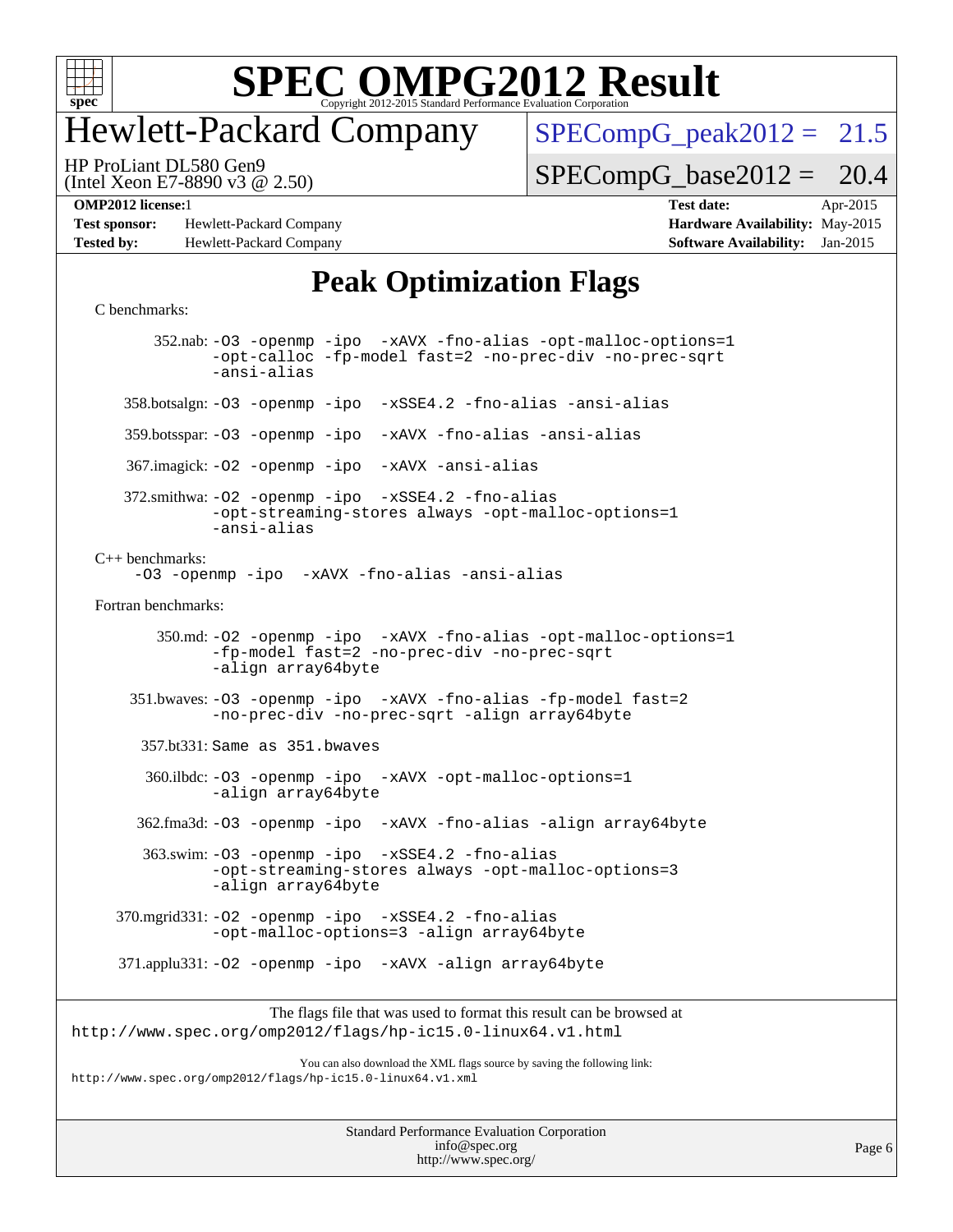# SPEC OMPG2012 Result

Copyright 2012-2015 Standard Performance Evaluation Corporation

## Hewlett-Packard Company

HP ProLiant DL580 Gen9
(Intel Xeon E7-8890 v3 @ 2.50)

SPECompG_peak2012 = 21.5

SPECompG_base2012 = 20.4

| | | | |
|---|---|---|---|
| **OMP2012 license:** 1 | | **Test date:** | Apr-2015 |
| **Test sponsor:** | Hewlett-Packard Company | **Hardware Availability:** | May-2015 |
| **Tested by:** | Hewlett-Packard Company | **Software Availability:** | Jan-2015 |

## Peak Optimization Flags

C benchmarks:

352.nab: `-O3 -openmp -ipo -xAVX -fno-alias -opt-malloc-options=1 -opt-calloc -fp-model fast=2 -no-prec-div -no-prec-sqrt -ansi-alias`

358.botsalgn: `-O3 -openmp -ipo -xSSE4.2 -fno-alias -ansi-alias`

359.botsspar: `-O3 -openmp -ipo -xAVX -fno-alias -ansi-alias`

367.imagick: `-O2 -openmp -ipo -xAVX -ansi-alias`

372.smithwa: `-O2 -openmp -ipo -xSSE4.2 -fno-alias -opt-streaming-stores always -opt-malloc-options=1 -ansi-alias`

C++ benchmarks:

`-O3 -openmp -ipo -xAVX -fno-alias -ansi-alias`

Fortran benchmarks:

350.md: `-O2 -openmp -ipo -xAVX -fno-alias -opt-malloc-options=1 -fp-model fast=2 -no-prec-div -no-prec-sqrt -align array64byte`

351.bwaves: `-O3 -openmp -ipo -xAVX -fno-alias -fp-model fast=2 -no-prec-div -no-prec-sqrt -align array64byte`

357.bt331: Same as 351.bwaves

360.ilbdc: `-O3 -openmp -ipo -xAVX -opt-malloc-options=1 -align array64byte`

362.fma3d: `-O3 -openmp -ipo -xAVX -fno-alias -align array64byte`

363.swim: `-O3 -openmp -ipo -xSSE4.2 -fno-alias -opt-streaming-stores always -opt-malloc-options=3 -align array64byte`

370.mgrid331: `-O2 -openmp -ipo -xSSE4.2 -fno-alias -opt-malloc-options=3 -align array64byte`

371.applu331: `-O2 -openmp -ipo -xAVX -align array64byte`

The flags file that was used to format this result can be browsed at
http://www.spec.org/omp2012/flags/hp-ic15.0-linux64.v1.html

You can also download the XML flags source by saving the following link:
http://www.spec.org/omp2012/flags/hp-ic15.0-linux64.v1.xml

Standard Performance Evaluation Corporation
info@spec.org
http://www.spec.org/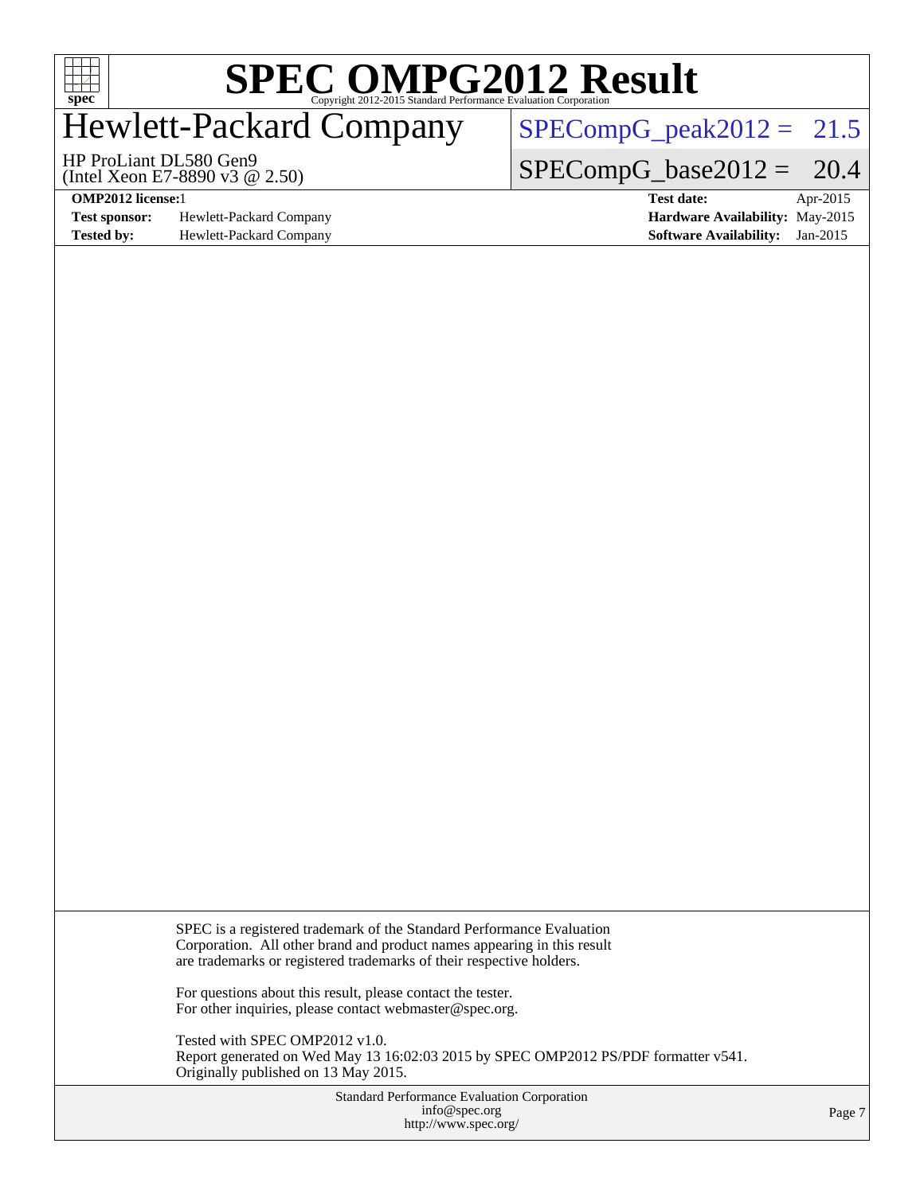SPEC is a registered trademark of the Standard Performance Evaluation Corporation. All other brand and product names appearing in this result are trademarks or registered trademarks of their respective holders.

For questions about this result, please contact the tester.
For other inquiries, please contact webmaster@spec.org.

Tested with SPEC OMP2012 v1.0.
Report generated on Wed May 13 16:02:03 2015 by SPEC OMP2012 PS/PDF formatter v541.
Originally published on 13 May 2015.